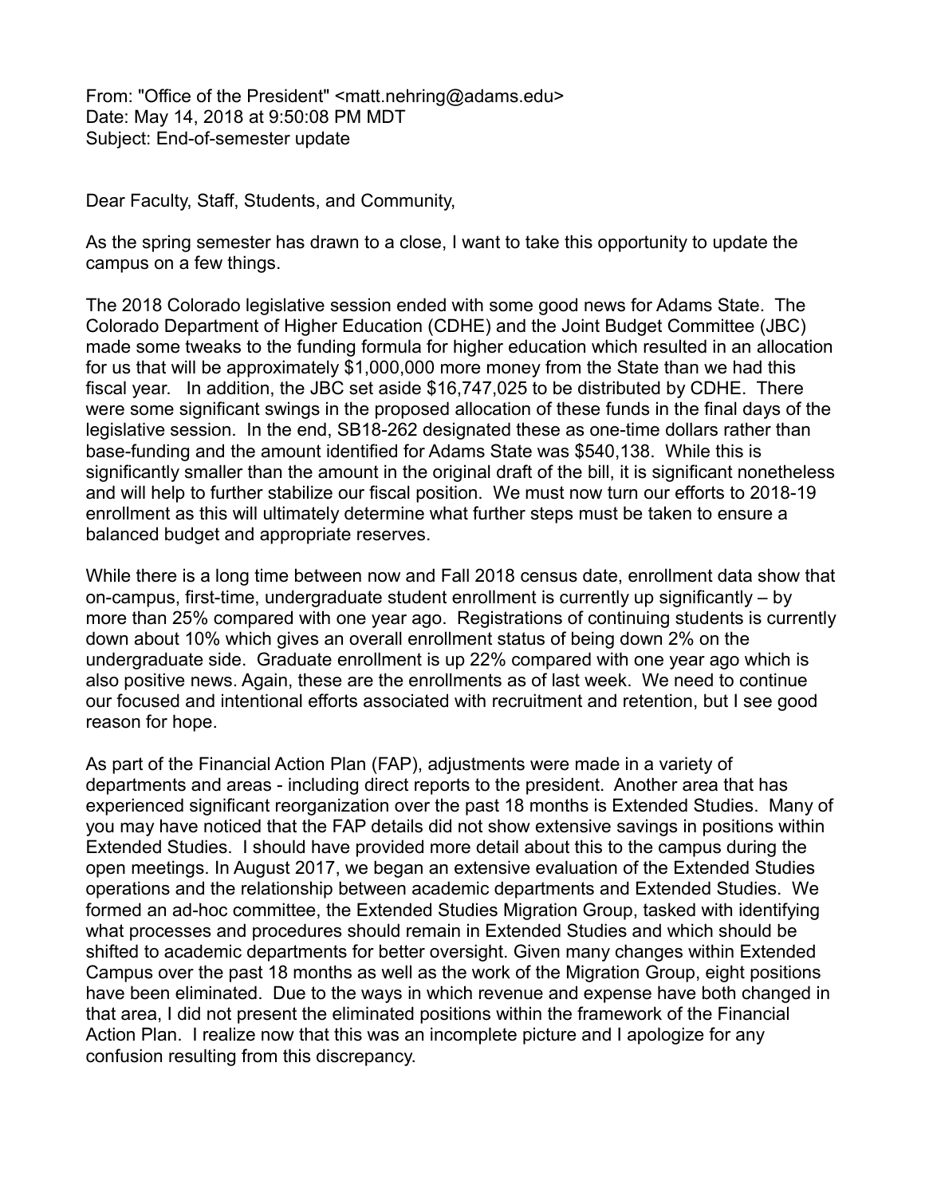From: "Office of the President" <matt.nehring@adams.edu>
Date: May 14, 2018 at 9:50:08 PM MDT
Subject: End-of-semester update

Dear Faculty, Staff, Students, and Community,

As the spring semester has drawn to a close, I want to take this opportunity to update the campus on a few things.

The 2018 Colorado legislative session ended with some good news for Adams State. The Colorado Department of Higher Education (CDHE) and the Joint Budget Committee (JBC) made some tweaks to the funding formula for higher education which resulted in an allocation for us that will be approximately $1,000,000 more money from the State than we had this fiscal year. In addition, the JBC set aside $16,747,025 to be distributed by CDHE. There were some significant swings in the proposed allocation of these funds in the final days of the legislative session. In the end, SB18-262 designated these as one-time dollars rather than base-funding and the amount identified for Adams State was $540,138. While this is significantly smaller than the amount in the original draft of the bill, it is significant nonetheless and will help to further stabilize our fiscal position. We must now turn our efforts to 2018-19 enrollment as this will ultimately determine what further steps must be taken to ensure a balanced budget and appropriate reserves.

While there is a long time between now and Fall 2018 census date, enrollment data show that on-campus, first-time, undergraduate student enrollment is currently up significantly – by more than 25% compared with one year ago. Registrations of continuing students is currently down about 10% which gives an overall enrollment status of being down 2% on the undergraduate side. Graduate enrollment is up 22% compared with one year ago which is also positive news. Again, these are the enrollments as of last week. We need to continue our focused and intentional efforts associated with recruitment and retention, but I see good reason for hope.

As part of the Financial Action Plan (FAP), adjustments were made in a variety of departments and areas - including direct reports to the president. Another area that has experienced significant reorganization over the past 18 months is Extended Studies. Many of you may have noticed that the FAP details did not show extensive savings in positions within Extended Studies. I should have provided more detail about this to the campus during the open meetings. In August 2017, we began an extensive evaluation of the Extended Studies operations and the relationship between academic departments and Extended Studies. We formed an ad-hoc committee, the Extended Studies Migration Group, tasked with identifying what processes and procedures should remain in Extended Studies and which should be shifted to academic departments for better oversight. Given many changes within Extended Campus over the past 18 months as well as the work of the Migration Group, eight positions have been eliminated. Due to the ways in which revenue and expense have both changed in that area, I did not present the eliminated positions within the framework of the Financial Action Plan. I realize now that this was an incomplete picture and I apologize for any confusion resulting from this discrepancy.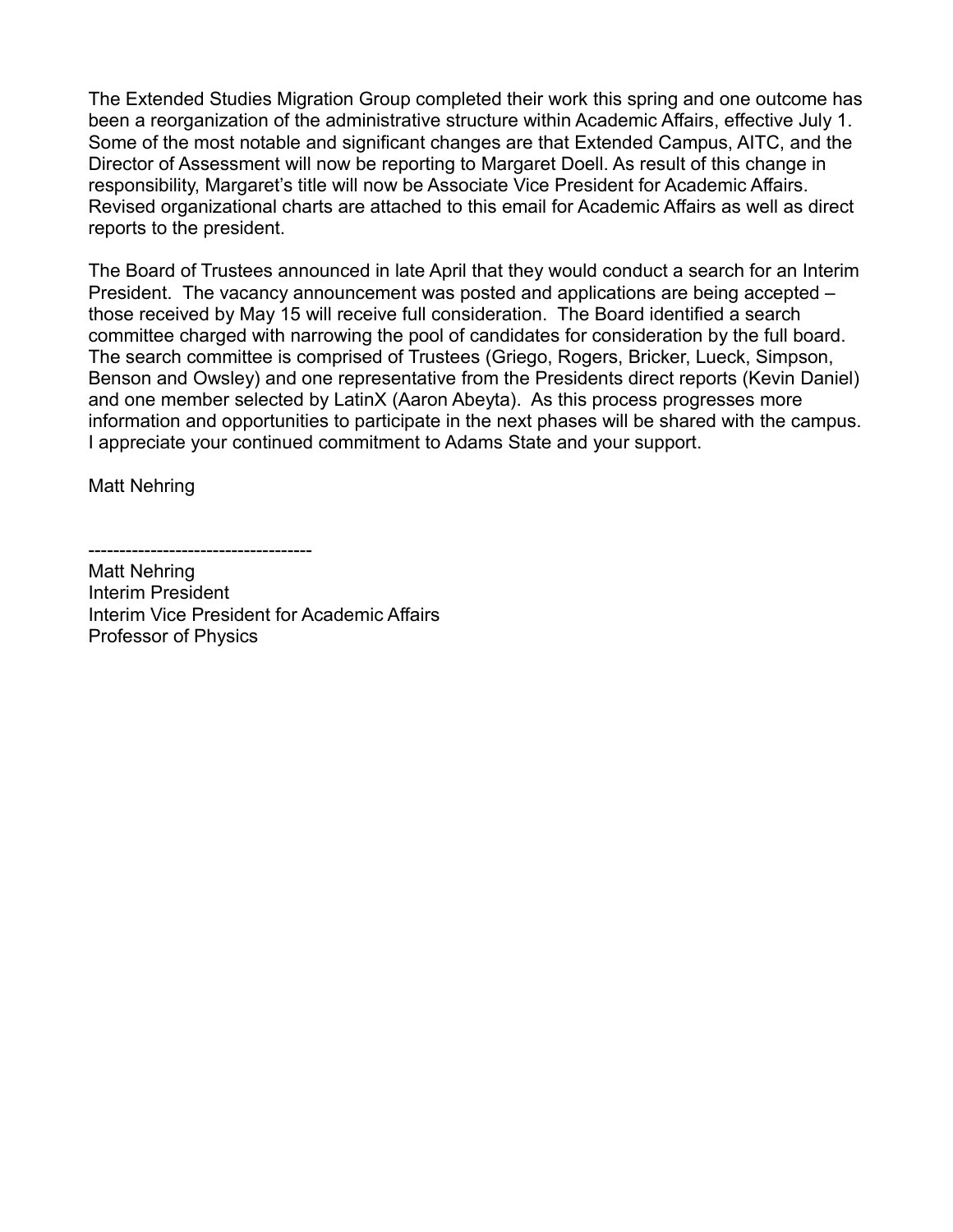The Extended Studies Migration Group completed their work this spring and one outcome has been a reorganization of the administrative structure within Academic Affairs, effective July 1. Some of the most notable and significant changes are that Extended Campus, AITC, and the Director of Assessment will now be reporting to Margaret Doell. As result of this change in responsibility, Margaret's title will now be Associate Vice President for Academic Affairs. Revised organizational charts are attached to this email for Academic Affairs as well as direct reports to the president.

The Board of Trustees announced in late April that they would conduct a search for an Interim President. The vacancy announcement was posted and applications are being accepted – those received by May 15 will receive full consideration. The Board identified a search committee charged with narrowing the pool of candidates for consideration by the full board. The search committee is comprised of Trustees (Griego, Rogers, Bricker, Lueck, Simpson, Benson and Owsley) and one representative from the Presidents direct reports (Kevin Daniel) and one member selected by LatinX (Aaron Abeyta). As this process progresses more information and opportunities to participate in the next phases will be shared with the campus. I appreciate your continued commitment to Adams State and your support.

Matt Nehring

------------------------------------

Matt Nehring
Interim President
Interim Vice President for Academic Affairs
Professor of Physics